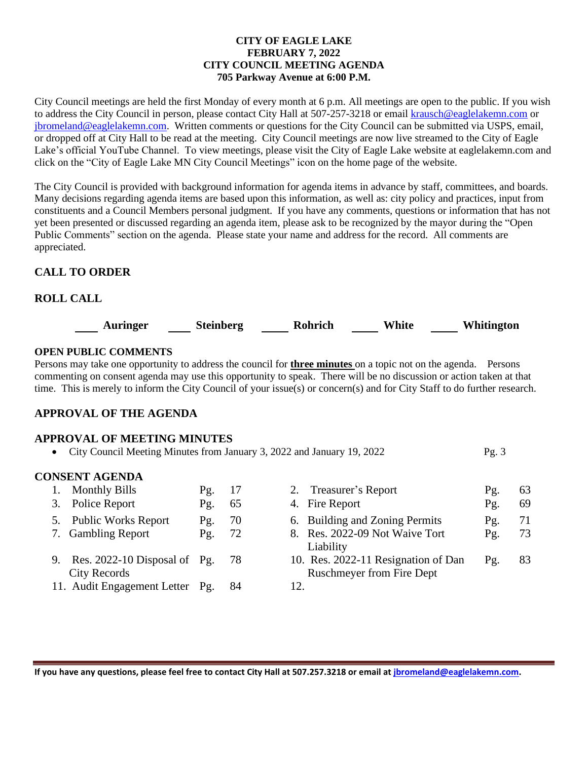**CITY OF EAGLE LAKE**
**FEBRUARY 7, 2022**
**CITY COUNCIL MEETING AGENDA**
**705 Parkway Avenue at 6:00 P.M.**

City Council meetings are held the first Monday of every month at 6 p.m. All meetings are open to the public. If you wish to address the City Council in person, please contact City Hall at 507-257-3218 or email krausch@eaglelakemn.com or jbromeland@eaglelakemn.com. Written comments or questions for the City Council can be submitted via USPS, email, or dropped off at City Hall to be read at the meeting. City Council meetings are now live streamed to the City of Eagle Lake's official YouTube Channel. To view meetings, please visit the City of Eagle Lake website at eaglelakemn.com and click on the "City of Eagle Lake MN City Council Meetings" icon on the home page of the website.

The City Council is provided with background information for agenda items in advance by staff, committees, and boards. Many decisions regarding agenda items are based upon this information, as well as: city policy and practices, input from constituents and a Council Members personal judgment. If you have any comments, questions or information that has not yet been presented or discussed regarding an agenda item, please ask to be recognized by the mayor during the "Open Public Comments" section on the agenda. Please state your name and address for the record. All comments are appreciated.

## CALL TO ORDER

## ROLL CALL

____ **Auringer** ____ **Steinberg** ____ **Rohrich** ____ **White** ____ **Whitington**

### OPEN PUBLIC COMMENTS

Persons may take one opportunity to address the council for **three minutes** on a topic not on the agenda. Persons commenting on consent agenda may use this opportunity to speak. There will be no discussion or action taken at that time. This is merely to inform the City Council of your issue(s) or concern(s) and for City Staff to do further research.

## APPROVAL OF THE AGENDA

## APPROVAL OF MEETING MINUTES

- City Council Meeting Minutes from January 3, 2022 and January 19, 2022 Pg. 3

## CONSENT AGENDA

| | | | | | |
|---|---|---|---|---|---|
| 1. Monthly Bills | Pg. | 17 | 2. Treasurer's Report | Pg. | 63 |
| 3. Police Report | Pg. | 65 | 4. Fire Report | Pg. | 69 |
| 5. Public Works Report | Pg. | 70 | 6. Building and Zoning Permits | Pg. | 71 |
| 7. Gambling Report | Pg. | 72 | 8. Res. 2022-09 Not Waive Tort Liability | Pg. | 73 |
| 9. Res. 2022-10 Disposal of City Records | Pg. | 78 | 10. Res. 2022-11 Resignation of Dan Ruschmeyer from Fire Dept | Pg. | 83 |
| 11. Audit Engagement Letter | Pg. | 84 | 12. | | |

**If you have any questions, please feel free to contact City Hall at 507.257.3218 or email at jbromeland@eaglelakemn.com.**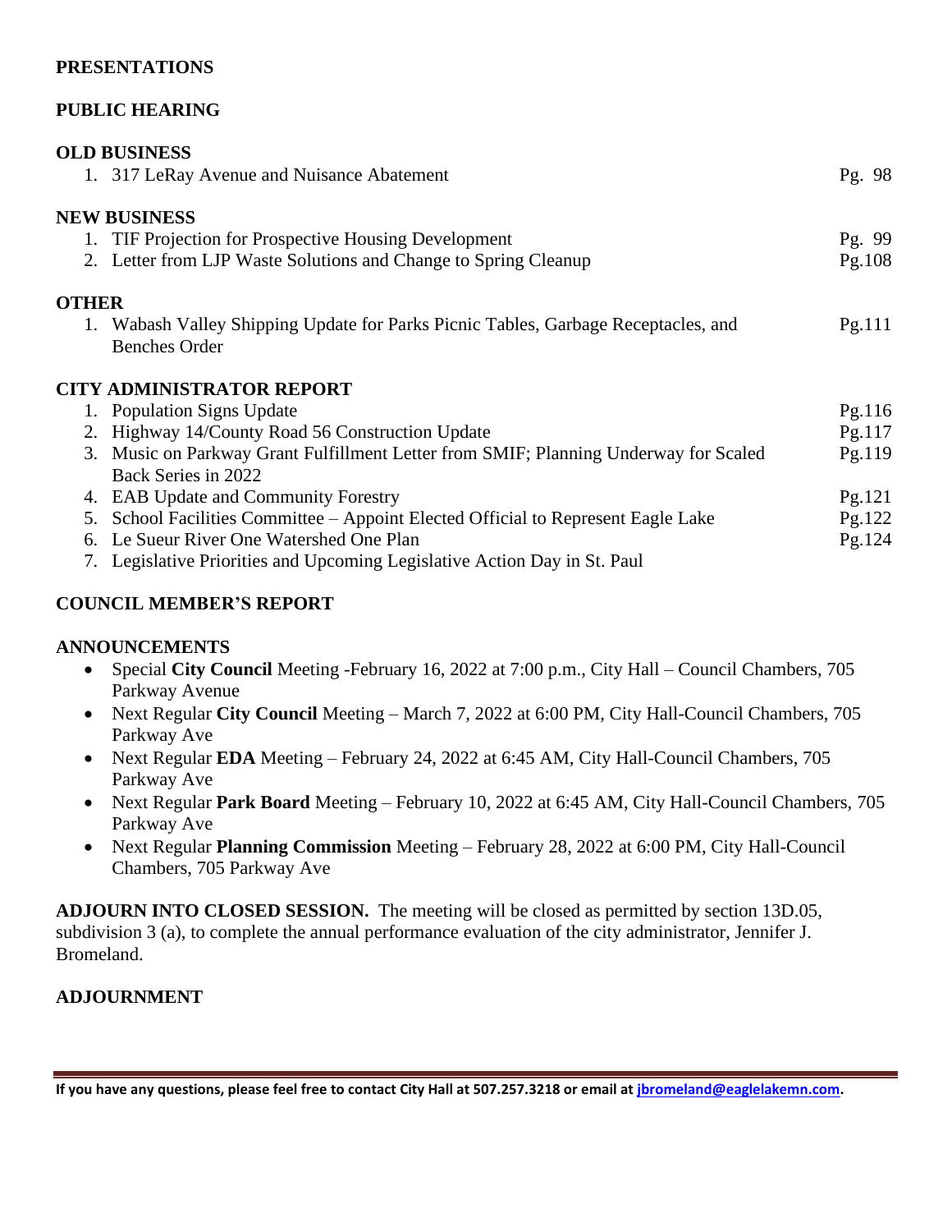**PRESENTATIONS**

**PUBLIC HEARING**

**OLD BUSINESS**

1. 317 LeRay Avenue and Nuisance Abatement — Pg. 98

**NEW BUSINESS**

1. TIF Projection for Prospective Housing Development — Pg. 99
2. Letter from LJP Waste Solutions and Change to Spring Cleanup — Pg.108

**OTHER**

1. Wabash Valley Shipping Update for Parks Picnic Tables, Garbage Receptacles, and Benches Order — Pg.111

**CITY ADMINISTRATOR REPORT**

1. Population Signs Update — Pg.116
2. Highway 14/County Road 56 Construction Update — Pg.117
3. Music on Parkway Grant Fulfillment Letter from SMIF; Planning Underway for Scaled Back Series in 2022 — Pg.119
4. EAB Update and Community Forestry — Pg.121
5. School Facilities Committee – Appoint Elected Official to Represent Eagle Lake — Pg.122
6. Le Sueur River One Watershed One Plan — Pg.124
7. Legislative Priorities and Upcoming Legislative Action Day in St. Paul

**COUNCIL MEMBER'S REPORT**

**ANNOUNCEMENTS**

- Special **City Council** Meeting -February 16, 2022 at 7:00 p.m., City Hall – Council Chambers, 705 Parkway Avenue
- Next Regular **City Council** Meeting – March 7, 2022 at 6:00 PM, City Hall-Council Chambers, 705 Parkway Ave
- Next Regular **EDA** Meeting – February 24, 2022 at 6:45 AM, City Hall-Council Chambers, 705 Parkway Ave
- Next Regular **Park Board** Meeting – February 10, 2022 at 6:45 AM, City Hall-Council Chambers, 705 Parkway Ave
- Next Regular **Planning Commission** Meeting – February 28, 2022 at 6:00 PM, City Hall-Council Chambers, 705 Parkway Ave

**ADJOURN INTO CLOSED SESSION.** The meeting will be closed as permitted by section 13D.05, subdivision 3 (a), to complete the annual performance evaluation of the city administrator, Jennifer J. Bromeland.

**ADJOURNMENT**

**If you have any questions, please feel free to contact City Hall at 507.257.3218 or email at jbromeland@eaglelakemn.com.**